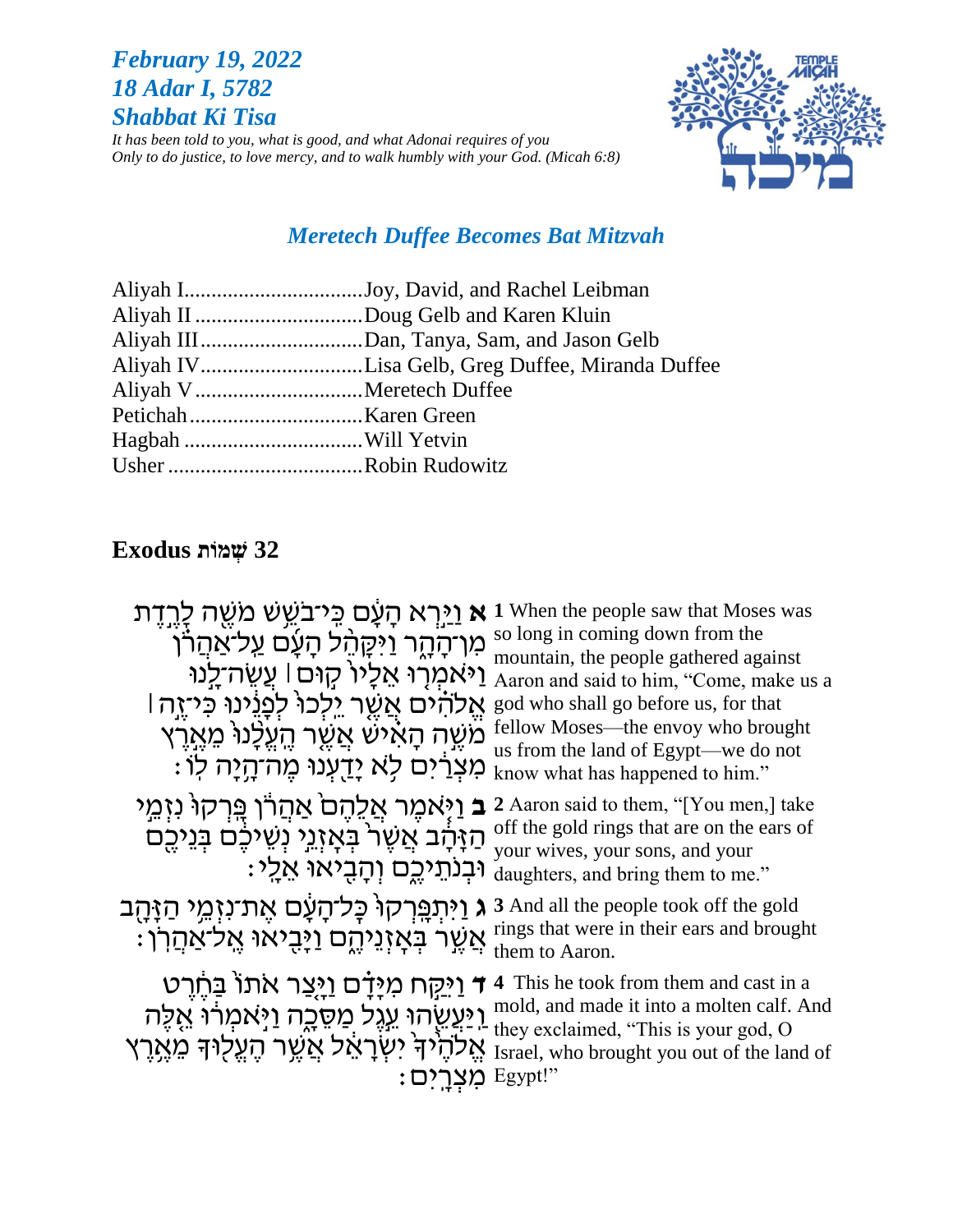***February 19, 2022***
***18 Adar I, 5782***
***Shabbat Ki Tisa***

*It has been told to you, what is good, and what Adonai requires of you*
*Only to do justice, to love mercy, and to walk humbly with your God. (Micah 6:8)*

## *Meretech Duffee Becomes Bat Mitzvah*

| | |
|---|---|
| Aliyah I | Joy, David, and Rachel Leibman |
| Aliyah II | Doug Gelb and Karen Kluin |
| Aliyah III | Dan, Tanya, Sam, and Jason Gelb |
| Aliyah IV | Lisa Gelb, Greg Duffee, Miranda Duffee |
| Aliyah V | Meretech Duffee |
| Petichah | Karen Green |
| Hagbah | Will Yetvin |
| Usher | Robin Rudowitz |

## Exodus שְׁמוֹת 32

**א** וַיַּ֣רְא הָעָ֔ם כִּֽי־בֹשֵׁ֥שׁ מֹשֶׁ֖ה לָרֶ֣דֶת מִן־הָהָ֑ר וַיִּקָּהֵ֨ל הָעָ֜ם עַֽל־אַהֲרֹ֗ן וַיֹּאמְר֤וּ אֵלָיו֙ ק֣וּם ׀ עֲשֵׂה־לָ֣נוּ אֱלֹהִ֗ים אֲשֶׁ֤ר יֵֽלְכוּ֙ לְפָנֵ֔ינוּ כִּי־זֶ֣ה ׀ מֹשֶׁ֣ה הָאִ֗ישׁ אֲשֶׁ֤ר הֶֽעֱלָ֙נוּ֙ מֵאֶ֣רֶץ מִצְרַ֔יִם לֹ֥א יָדַ֖עְנוּ מֶה־הָ֥יָה לֽוֹ׃

**1** When the people saw that Moses was so long in coming down from the mountain, the people gathered against Aaron and said to him, "Come, make us a god who shall go before us, for that fellow Moses—the envoy who brought us from the land of Egypt—we do not know what has happened to him."

**ב** וַיֹּ֤אמֶר אֲלֵהֶם֙ אַהֲרֹ֔ן פָּֽרְקוּ֙ נִזְמֵ֣י הַזָּהָ֔ב אֲשֶׁר֙ בְּאָזְנֵ֣י נְשֵׁיכֶ֔ם בְּנֵיכֶ֖ם וּבְנֹתֵיכֶ֑ם וְהָבִ֖יאוּ אֵלָֽי׃

**2** Aaron said to them, "[You men,] take off the gold rings that are on the ears of your wives, your sons, and your daughters, and bring them to me."

**ג** וַיִּתְפָּֽרְקוּ֙ כׇּל־הָעָ֔ם אֶת־נִזְמֵ֥י הַזָּהָ֖ב אֲשֶׁ֣ר בְּאׇזְנֵיהֶ֑ם וַיָּבִ֖יאוּ אֶֽל־אַהֲרֹֽן׃

**3** And all the people took off the gold rings that were in their ears and brought them to Aaron.

**ד** וַיִּקַּ֣ח מִיָּדָ֗ם וַיָּ֤צַר אֹתוֹ֙ בַּחֶ֔רֶט וַֽיַּעֲשֵׂ֖הוּ עֵ֣גֶל מַסֵּכָ֑ה וַיֹּ֣אמְר֔וּ אֵ֤לֶּה אֱלֹהֶ֙יךָ֙ יִשְׂרָאֵ֔ל אֲשֶׁ֥ר הֶעֱל֖וּךָ מֵאֶ֥רֶץ מִצְרָֽיִם׃

**4** This he took from them and cast in a mold, and made it into a molten calf. And they exclaimed, "This is your god, O Israel, who brought you out of the land of Egypt!"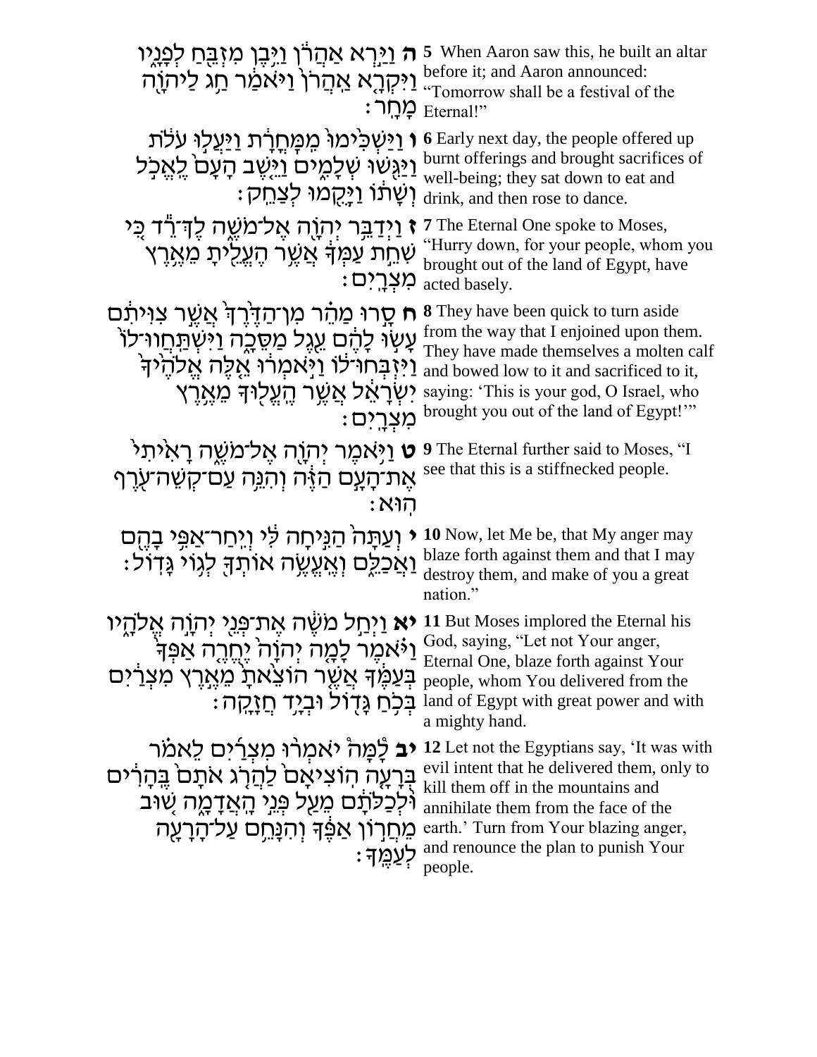| | |
|---|---|
| **ה** וַיַּרְא אַהֲרֹן וַיִּבֶן מִזְבֵּחַ לְפָנָיו וַיִּקְרָא אַהֲרֹן וַיֹּאמַר חַג לַיהוָה מָחָר׃ | **5** When Aaron saw this, he built an altar before it; and Aaron announced: "Tomorrow shall be a festival of the Eternal!" |
| **ו** וַיַּשְׁכִּימוּ מִמָּחֳרָת וַיַּעֲלוּ עֹלֹת וַיַּגִּשׁוּ שְׁלָמִים וַיֵּשֶׁב הָעָם לֶאֱכֹל וְשָׁתוֹ וַיָּקֻמוּ לְצַחֵק׃ | **6** Early next day, the people offered up burnt offerings and brought sacrifices of well-being; they sat down to eat and drink, and then rose to dance. |
| **ז** וַיְדַבֵּר יְהוָה אֶל־מֹשֶׁה לֶךְ־רֵד כִּי שִׁחֵת עַמְּךָ אֲשֶׁר הֶעֱלֵיתָ מֵאֶרֶץ מִצְרָיִם׃ | **7** The Eternal One spoke to Moses, "Hurry down, for your people, whom you brought out of the land of Egypt, have acted basely. |
| **ח** סָרוּ מַהֵר מִן־הַדֶּרֶךְ אֲשֶׁר צִוִּיתִם עָשׂוּ לָהֶם עֵגֶל מַסֵּכָה וַיִּשְׁתַּחֲווּ־לוֹ וַיִּזְבְּחוּ־לוֹ וַיֹּאמְרוּ אֵלֶּה אֱלֹהֶיךָ יִשְׂרָאֵל אֲשֶׁר הֶעֱלוּךָ מֵאֶרֶץ מִצְרָיִם׃ | **8** They have been quick to turn aside from the way that I enjoined upon them. They have made themselves a molten calf and bowed low to it and sacrificed to it, saying: 'This is your god, O Israel, who brought you out of the land of Egypt!'" |
| **ט** וַיֹּאמֶר יְהוָה אֶל־מֹשֶׁה רָאִיתִי אֶת־הָעָם הַזֶּה וְהִנֵּה עַם־קְשֵׁה־עֹרֶף הוּא׃ | **9** The Eternal further said to Moses, "I see that this is a stiffnecked people. |
| **י** וְעַתָּה הַנִּיחָה לִּי וְיִחַר־אַפִּי בָהֶם וַאֲכַלֵּם וְאֶעֱשֶׂה אוֹתְךָ לְגוֹי גָּדוֹל׃ | **10** Now, let Me be, that My anger may blaze forth against them and that I may destroy them, and make of you a great nation." |
| **יא** וַיְחַל מֹשֶׁה אֶת־פְּנֵי יְהוָה אֱלֹהָיו וַיֹּאמֶר לָמָה יְהוָה יֶחֱרֶה אַפְּךָ בְּעַמֶּךָ אֲשֶׁר הוֹצֵאתָ מֵאֶרֶץ מִצְרַיִם בְּכֹחַ גָּדוֹל וּבְיָד חֲזָקָה׃ | **11** But Moses implored the Eternal his God, saying, "Let not Your anger, Eternal One, blaze forth against Your people, whom You delivered from the land of Egypt with great power and with a mighty hand. |
| **יב** לָמָּה יֹאמְרוּ מִצְרַיִם לֵאמֹר בְּרָעָה הוֹצִיאָם לַהֲרֹג אֹתָם בֶּהָרִים וּלְכַלֹּתָם מֵעַל פְּנֵי הָאֲדָמָה שׁוּב מֵחֲרוֹן אַפֶּךָ וְהִנָּחֵם עַל־הָרָעָה לְעַמֶּךָ׃ | **12** Let not the Egyptians say, 'It was with evil intent that he delivered them, only to kill them off in the mountains and annihilate them from the face of the earth.' Turn from Your blazing anger, and renounce the plan to punish Your people. |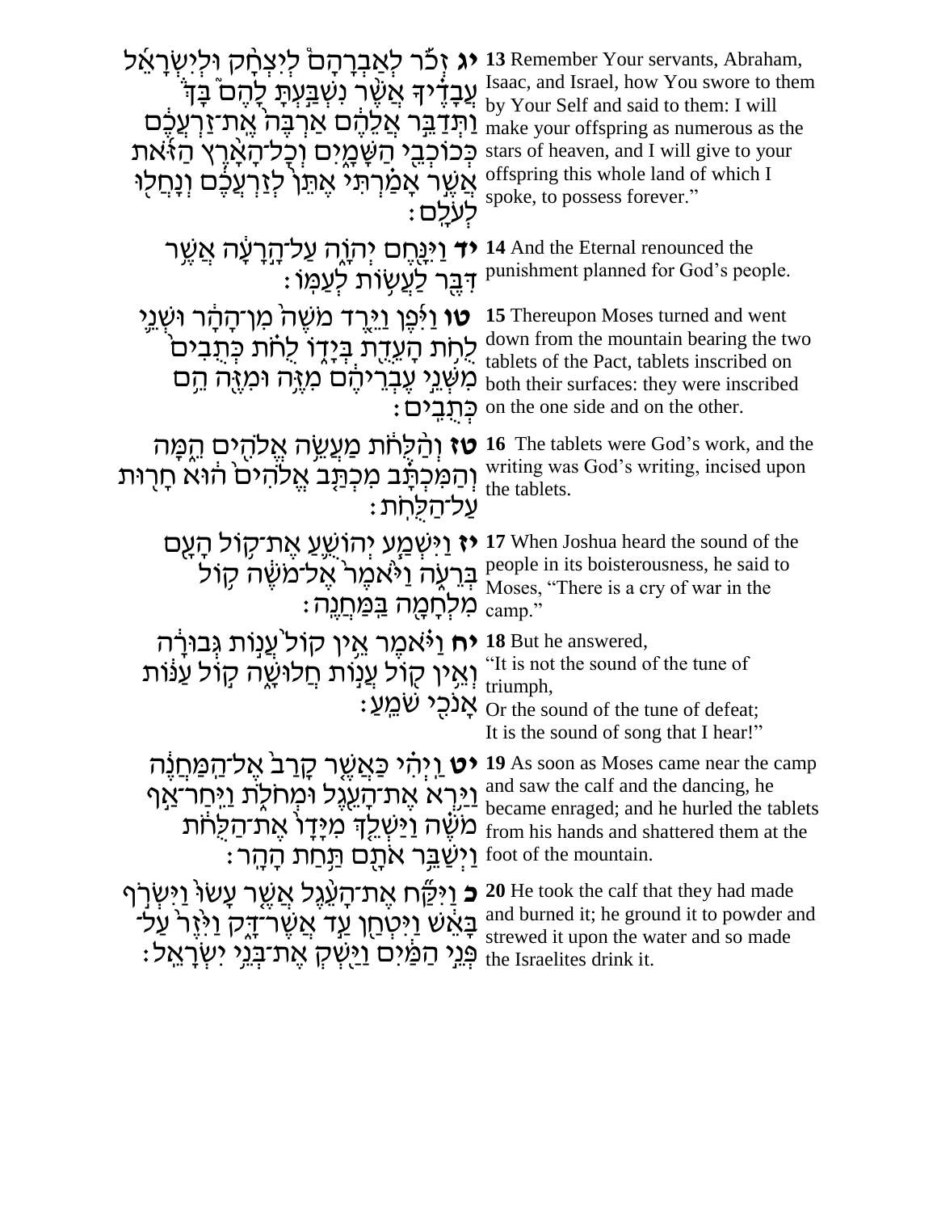| | |
|---|---|
| **יג** זְכֹ֡ר לְאַבְרָהָם֩ לְיִצְחָ֨ק וּלְיִשְׂרָאֵ֜ל עֲבָדֶ֗יךָ אֲשֶׁ֨ר נִשְׁבַּ֣עְתָּ לָהֶם֮ בָּךְ֒ וַתְּדַבֵּ֣ר אֲלֵהֶ֔ם אַרְבֶּה֙ אֶֽת־זַרְעֲכֶ֔ם כְּכוֹכְבֵ֖י הַשָּׁמָ֑יִם וְכָל־הָאָ֨רֶץ הַזֹּ֜את אֲשֶׁ֣ר אָמַ֗רְתִּי אֶתֵּן֙ לְזַרְעֲכֶ֔ם וְנָחֲל֖וּ לְעֹלָֽם׃ | **13** Remember Your servants, Abraham, Isaac, and Israel, how You swore to them by Your Self and said to them: I will make your offspring as numerous as the stars of heaven, and I will give to your offspring this whole land of which I spoke, to possess forever." |
| **יד** וַיִּנָּ֖חֶם יְהֹוָ֑ה עַל־הָ֣רָעָ֔ה אֲשֶׁ֥ר דִּבֶּ֖ר לַעֲשׂ֥וֹת לְעַמּֽוֹ׃ | **14** And the Eternal renounced the punishment planned for God's people. |
| **טו** וַיִּ֜פֶן וַיֵּ֤רֶד מֹשֶׁה֙ מִן־הָהָ֔ר וּשְׁנֵ֛י לֻחֹ֥ת הָעֵדֻ֖ת בְּיָד֑וֹ לֻחֹ֗ת כְּתֻבִים֙ מִשְּׁנֵ֣י עֶבְרֵיהֶ֔ם מִזֶּ֥ה וּמִזֶּ֖ה הֵ֥ם כְּתֻבִֽים׃ | **15** Thereupon Moses turned and went down from the mountain bearing the two tablets of the Pact, tablets inscribed on both their surfaces: they were inscribed on the one side and on the other. |
| **טז** וְהַ֨לֻּחֹ֔ת מַעֲשֵׂ֥ה אֱלֹהִ֖ים הֵ֑מָּה וְהַמִּכְתָּ֗ב מִכְתַּ֤ב אֱלֹהִים֙ ה֔וּא חָר֖וּת עַל־הַלֻּחֹֽת׃ | **16** The tablets were God's work, and the writing was God's writing, incised upon the tablets. |
| **יז** וַיִּשְׁמַ֧ע יְהוֹשֻׁ֛עַ אֶת־ק֥וֹל הָעָ֖ם בְּרֵעֹ֑ה וַיֹּ֙אמֶר֙ אֶל־מֹשֶׁ֔ה ק֥וֹל מִלְחָמָ֖ה בַּֽמַּחֲנֶֽה׃ | **17** When Joshua heard the sound of the people in its boisterousness, he said to Moses, "There is a cry of war in the camp." |
| **יח** וַיֹּ֗אמֶר אֵ֥ין קוֹל֙ עֲנ֣וֹת גְּבוּרָ֔ה וְאֵ֥ין ק֖וֹל עֲנ֣וֹת חֲלוּשָׁ֑ה ק֣וֹל עַנּ֔וֹת אָנֹכִ֖י שֹׁמֵֽעַ׃ | **18** But he answered,<br>"It is not the sound of the tune of triumph,<br>Or the sound of the tune of defeat;<br>It is the sound of song that I hear!" |
| **יט** וַיְהִ֗י כַּאֲשֶׁ֤ר קָרַב֙ אֶל־הַֽמַּחֲנֶ֔ה וַיַּ֥רְא אֶת־הָעֵ֖גֶל וּמְחֹלֹ֑ת וַיִּֽחַר־אַ֣ף מֹשֶׁ֗ה וַיַּשְׁלֵ֤ךְ מִיָּדָו֙ אֶת־הַלֻּחֹ֔ת וַיְשַׁבֵּ֥ר אֹתָ֖ם תַּ֥חַת הָהָֽר׃ | **19** As soon as Moses came near the camp and saw the calf and the dancing, he became enraged; and he hurled the tablets from his hands and shattered them at the foot of the mountain. |
| **כ** וַיִּקַּ֞ח אֶת־הָעֵ֨גֶל אֲשֶׁ֤ר עָשׂוּ֙ וַיִּשְׂרֹ֣ף בָּאֵ֔שׁ וַיִּטְחַ֖ן עַ֣ד אֲשֶׁר־דָּ֑ק וַיִּ֙זֶר֙ עַל־פְּנֵ֣י הַמַּ֔יִם וַיַּ֖שְׁקְ אֶת־בְּנֵ֥י יִשְׂרָאֵֽל׃ | **20** He took the calf that they had made and burned it; he ground it to powder and strewed it upon the water and so made the Israelites drink it. |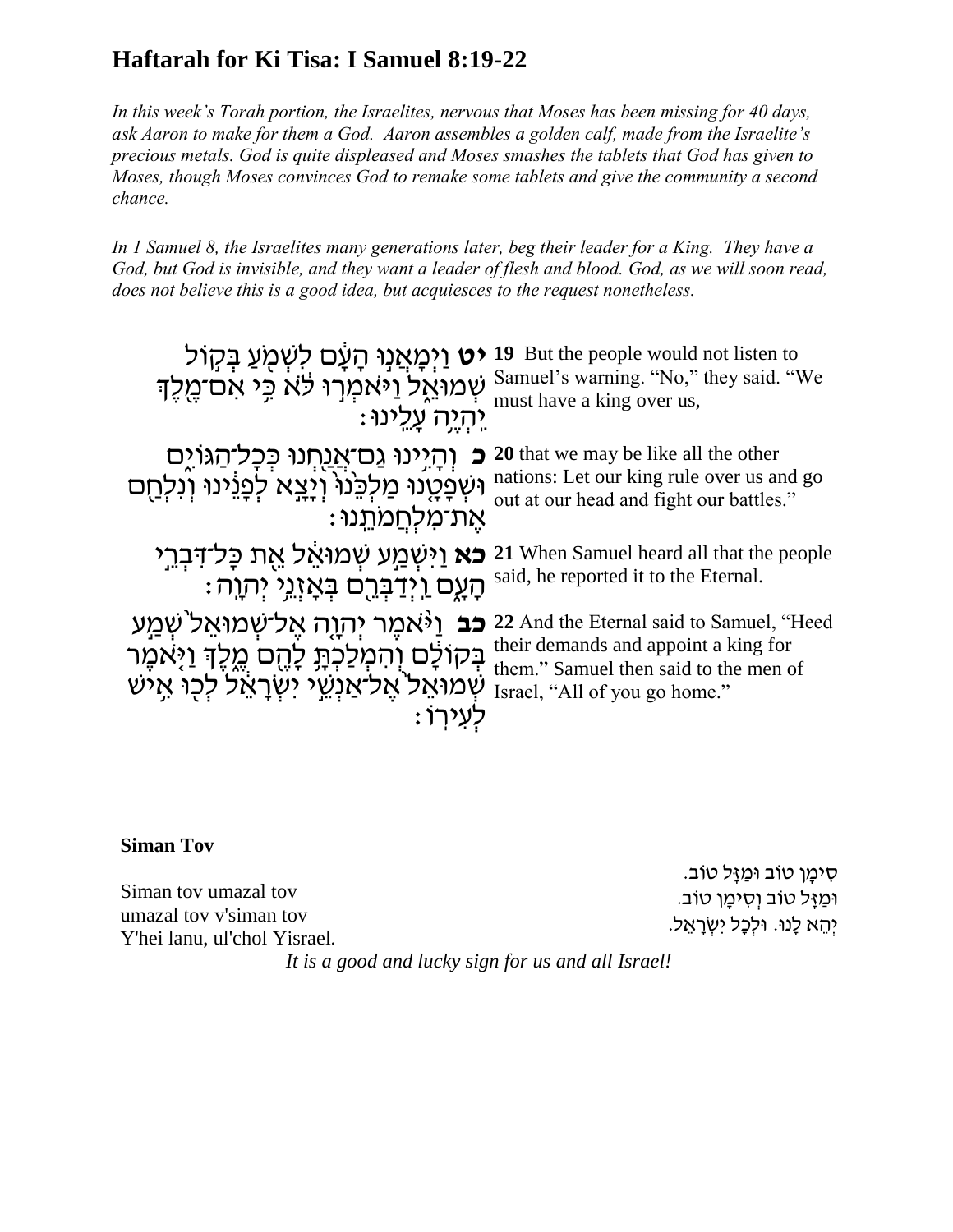# Haftarah for Ki Tisa: I Samuel 8:19-22

*In this week's Torah portion, the Israelites, nervous that Moses has been missing for 40 days, ask Aaron to make for them a God. Aaron assembles a golden calf, made from the Israelite's precious metals. God is quite displeased and Moses smashes the tablets that God has given to Moses, though Moses convinces God to remake some tablets and give the community a second chance.*

*In 1 Samuel 8, the Israelites many generations later, beg their leader for a King. They have a God, but God is invisible, and they want a leader of flesh and blood. God, as we will soon read, does not believe this is a good idea, but acquiesces to the request nonetheless.*

| | |
|---|---|
| **יט** וַיְמָאֲנוּ הָעָם לִשְׁמֹעַ בְּקוֹל שְׁמוּאֵל וַיֹּאמְרוּ לֹּא כִּי אִם־מֶלֶךְ יִהְיֶה עָלֵינוּ׃ | **19** But the people would not listen to Samuel's warning. "No," they said. "We must have a king over us, |
| **כ** וְהָיִינוּ גַם־אֲנַחְנוּ כְּכָל־הַגּוֹיִם וּשְׁפָטָנוּ מַלְכֵּנוּ וְיָצָא לְפָנֵינוּ וְנִלְחַם אֶת־מִלְחֲמֹתֵנוּ׃ | **20** that we may be like all the other nations: Let our king rule over us and go out at our head and fight our battles." |
| **כא** וַיִּשְׁמַע שְׁמוּאֵל אֵת כָּל־דִּבְרֵי הָעָם וַיְדַבְּרֵם בְּאָזְנֵי יְהוָה׃ | **21** When Samuel heard all that the people said, he reported it to the Eternal. |
| **כב** וַיֹּאמֶר יְהוָה אֶל־שְׁמוּאֵל שְׁמַע בְּקוֹלָם וְהִמְלַכְתָּ לָהֶם מֶלֶךְ וַיֹּאמֶר שְׁמוּאֵל אֶל־אַנְשֵׁי יִשְׂרָאֵל לְכוּ אִישׁ לְעִירוֹ׃ | **22** And the Eternal said to Samuel, "Heed their demands and appoint a king for them." Samuel then said to the men of Israel, "All of you go home." |

**Siman Tov**

Siman tov umazal tov
umazal tov v'siman tov
Y'hei lanu, ul'chol Yisrael.

סִימָן טוֹב וּמַזָּל טוֹב.
וּמַזָּל טוֹב וְסִימָן טוֹב.
יְהֵא לָנוּ. וּלְכָל יִשְׂרָאֵל.

*It is a good and lucky sign for us and all Israel!*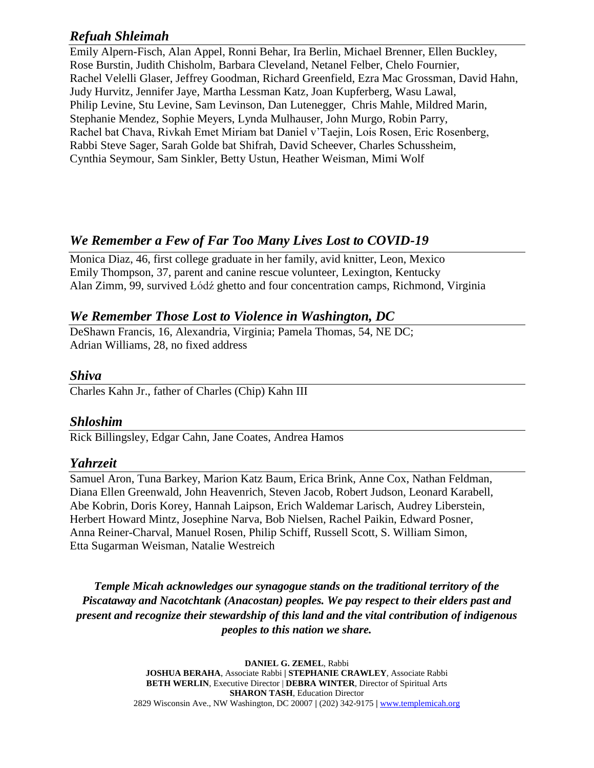## *Refuah Shleimah*

Emily Alpern-Fisch, Alan Appel, Ronni Behar, Ira Berlin, Michael Brenner, Ellen Buckley, Rose Burstin, Judith Chisholm, Barbara Cleveland, Netanel Felber, Chelo Fournier, Rachel Velelli Glaser, Jeffrey Goodman, Richard Greenfield, Ezra Mac Grossman, David Hahn, Judy Hurvitz, Jennifer Jaye, Martha Lessman Katz, Joan Kupferberg, Wasu Lawal, Philip Levine, Stu Levine, Sam Levinson, Dan Lutenegger, Chris Mahle, Mildred Marin, Stephanie Mendez, Sophie Meyers, Lynda Mulhauser, John Murgo, Robin Parry, Rachel bat Chava, Rivkah Emet Miriam bat Daniel v'Taejin, Lois Rosen, Eric Rosenberg, Rabbi Steve Sager, Sarah Golde bat Shifrah, David Scheever, Charles Schussheim, Cynthia Seymour, Sam Sinkler, Betty Ustun, Heather Weisman, Mimi Wolf

## *We Remember a Few of Far Too Many Lives Lost to COVID-19*

Monica Diaz, 46, first college graduate in her family, avid knitter, Leon, Mexico
Emily Thompson, 37, parent and canine rescue volunteer, Lexington, Kentucky
Alan Zimm, 99, survived Łódź ghetto and four concentration camps, Richmond, Virginia

## *We Remember Those Lost to Violence in Washington, DC*

DeShawn Francis, 16, Alexandria, Virginia; Pamela Thomas, 54, NE DC; Adrian Williams, 28, no fixed address

## *Shiva*

Charles Kahn Jr., father of Charles (Chip) Kahn III

## *Shloshim*

Rick Billingsley, Edgar Cahn, Jane Coates, Andrea Hamos

## *Yahrzeit*

Samuel Aron, Tuna Barkey, Marion Katz Baum, Erica Brink, Anne Cox, Nathan Feldman, Diana Ellen Greenwald, John Heavenrich, Steven Jacob, Robert Judson, Leonard Karabell, Abe Kobrin, Doris Korey, Hannah Laipson, Erich Waldemar Larisch, Audrey Liberstein, Herbert Howard Mintz, Josephine Narva, Bob Nielsen, Rachel Paikin, Edward Posner, Anna Reiner-Charval, Manuel Rosen, Philip Schiff, Russell Scott, S. William Simon, Etta Sugarman Weisman, Natalie Westreich

***Temple Micah acknowledges our synagogue stands on the traditional territory of the Piscataway and Nacotchtank (Anacostan) peoples. We pay respect to their elders past and present and recognize their stewardship of this land and the vital contribution of indigenous peoples to this nation we share.***

**DANIEL G. ZEMEL**, Rabbi
**JOSHUA BERAHA**, Associate Rabbi | **STEPHANIE CRAWLEY**, Associate Rabbi
**BETH WERLIN**, Executive Director | **DEBRA WINTER**, Director of Spiritual Arts
**SHARON TASH**, Education Director
2829 Wisconsin Ave., NW Washington, DC 20007 | (202) 342-9175 | www.templemicah.org